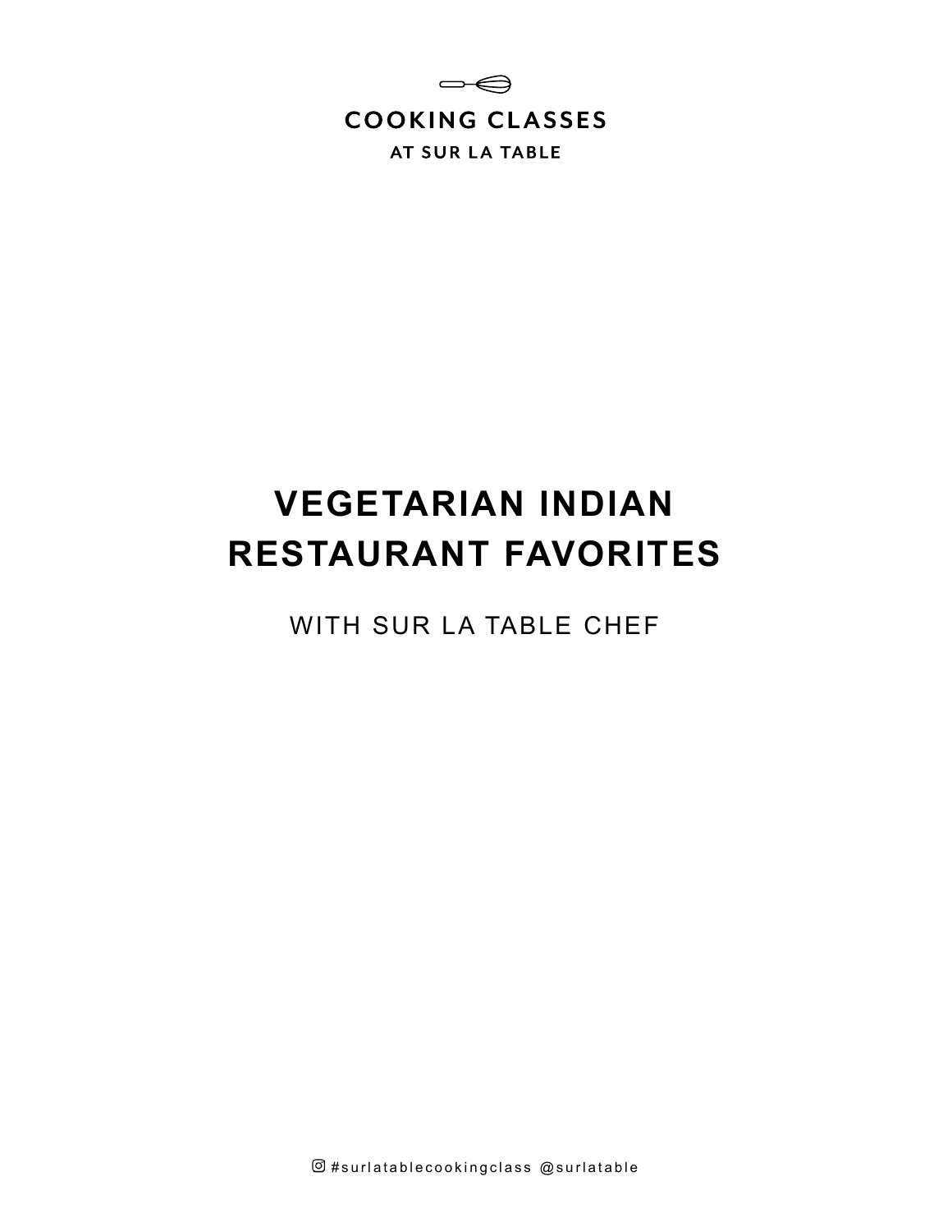COOKING CLASSES

AT SUR LA TABLE

# VEGETARIAN INDIAN RESTAURANT FAVORITES

WITH SUR LA TABLE CHEF

#surlatablecookingclass @surlatable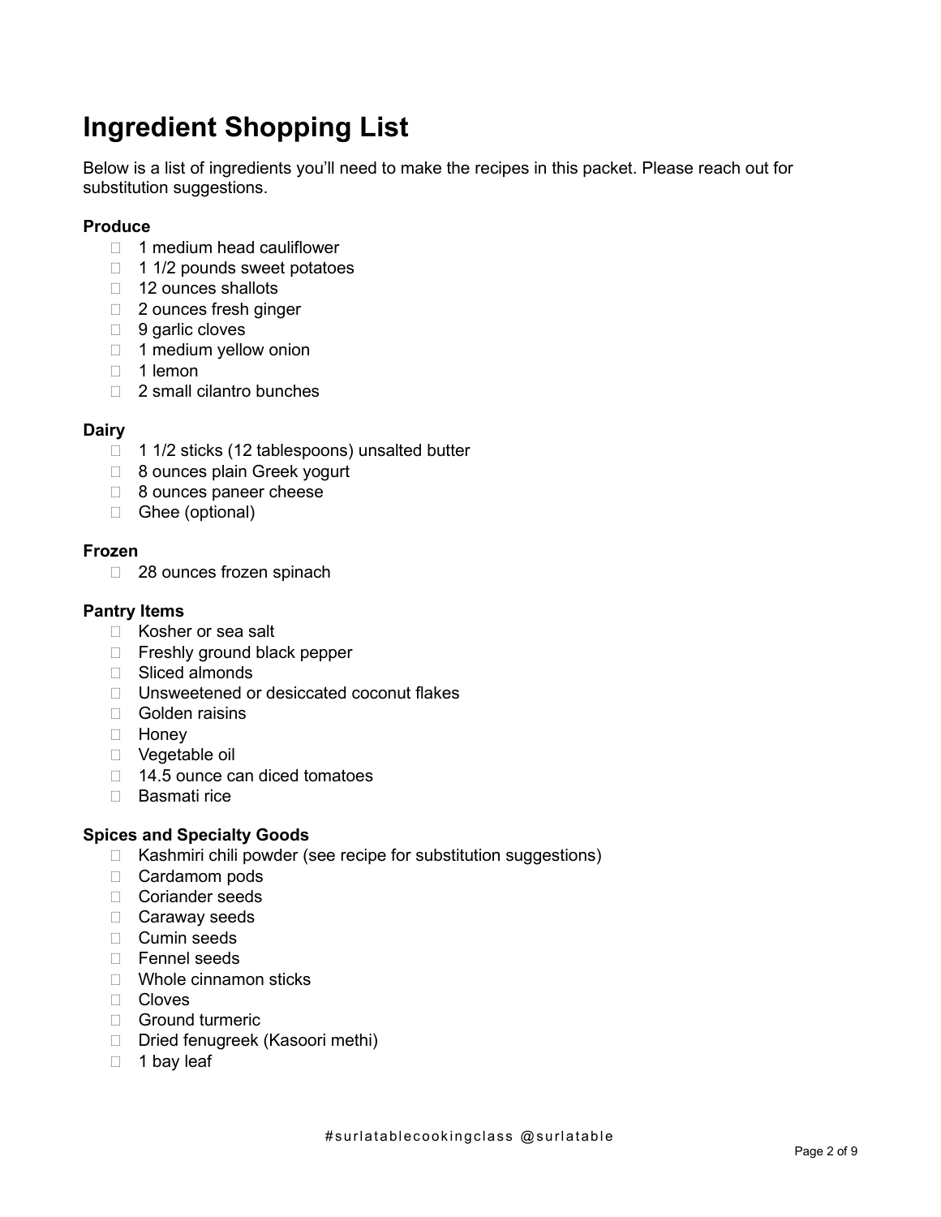# Ingredient Shopping List

Below is a list of ingredients you'll need to make the recipes in this packet. Please reach out for substitution suggestions.

**Produce**

- 1 medium head cauliflower
- 1 1/2 pounds sweet potatoes
- 12 ounces shallots
- 2 ounces fresh ginger
- 9 garlic cloves
- 1 medium yellow onion
- 1 lemon
- 2 small cilantro bunches

**Dairy**

- 1 1/2 sticks (12 tablespoons) unsalted butter
- 8 ounces plain Greek yogurt
- 8 ounces paneer cheese
- Ghee (optional)

**Frozen**

- 28 ounces frozen spinach

**Pantry Items**

- Kosher or sea salt
- Freshly ground black pepper
- Sliced almonds
- Unsweetened or desiccated coconut flakes
- Golden raisins
- Honey
- Vegetable oil
- 14.5 ounce can diced tomatoes
- Basmati rice

**Spices and Specialty Goods**

- Kashmiri chili powder (see recipe for substitution suggestions)
- Cardamom pods
- Coriander seeds
- Caraway seeds
- Cumin seeds
- Fennel seeds
- Whole cinnamon sticks
- Cloves
- Ground turmeric
- Dried fenugreek (Kasoori methi)
- 1 bay leaf

#surlatablecookingclass @surlatable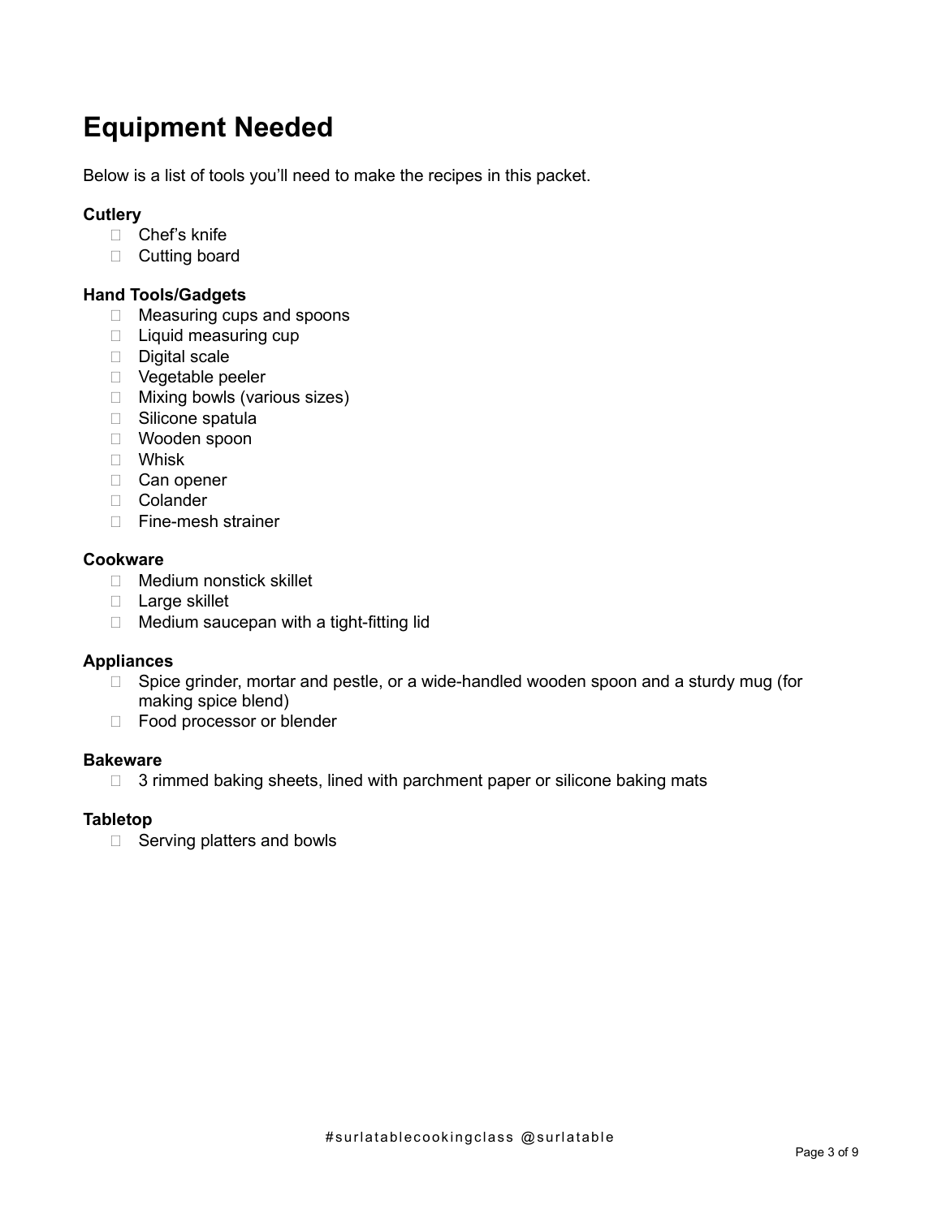# Equipment Needed

Below is a list of tools you'll need to make the recipes in this packet.

**Cutlery**

- [ ] Chef's knife
- [ ] Cutting board

**Hand Tools/Gadgets**

- [ ] Measuring cups and spoons
- [ ] Liquid measuring cup
- [ ] Digital scale
- [ ] Vegetable peeler
- [ ] Mixing bowls (various sizes)
- [ ] Silicone spatula
- [ ] Wooden spoon
- [ ] Whisk
- [ ] Can opener
- [ ] Colander
- [ ] Fine-mesh strainer

**Cookware**

- [ ] Medium nonstick skillet
- [ ] Large skillet
- [ ] Medium saucepan with a tight-fitting lid

**Appliances**

- [ ] Spice grinder, mortar and pestle, or a wide-handled wooden spoon and a sturdy mug (for making spice blend)
- [ ] Food processor or blender

**Bakeware**

- [ ] 3 rimmed baking sheets, lined with parchment paper or silicone baking mats

**Tabletop**

- [ ] Serving platters and bowls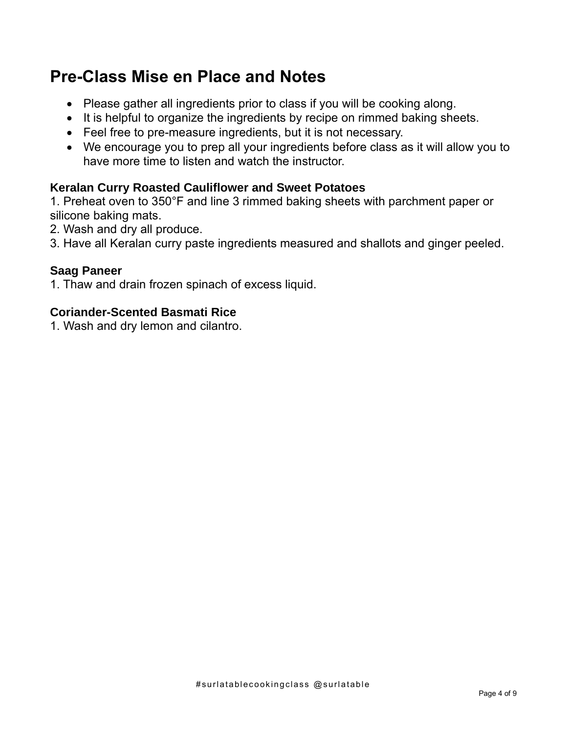## Pre-Class Mise en Place and Notes

- Please gather all ingredients prior to class if you will be cooking along.
- It is helpful to organize the ingredients by recipe on rimmed baking sheets.
- Feel free to pre-measure ingredients, but it is not necessary.
- We encourage you to prep all your ingredients before class as it will allow you to have more time to listen and watch the instructor.

**Keralan Curry Roasted Cauliflower and Sweet Potatoes**

1. Preheat oven to 350°F and line 3 rimmed baking sheets with parchment paper or silicone baking mats.
2. Wash and dry all produce.
3. Have all Keralan curry paste ingredients measured and shallots and ginger peeled.

**Saag Paneer**

1. Thaw and drain frozen spinach of excess liquid.

**Coriander-Scented Basmati Rice**

1. Wash and dry lemon and cilantro.

#surlatablecookingclass @surlatable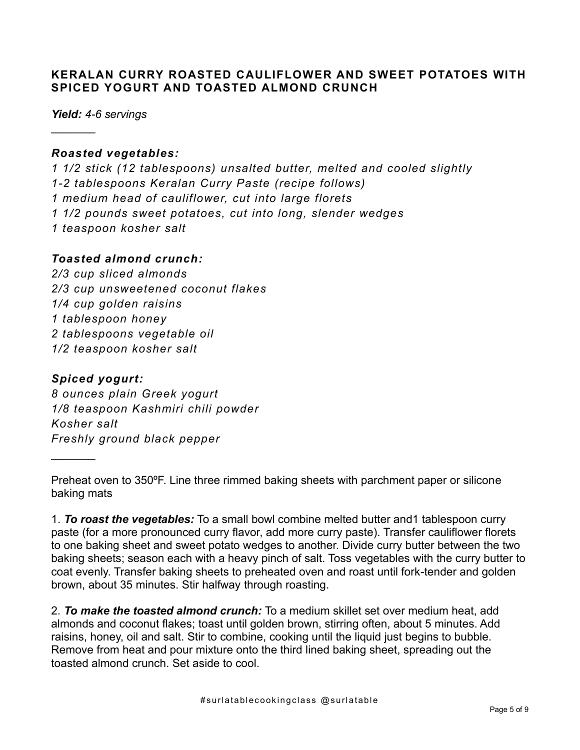## KERALAN CURRY ROASTED CAULIFLOWER AND SWEET POTATOES WITH SPICED YOGURT AND TOASTED ALMOND CRUNCH

***Yield:*** *4-6 servings*

---

***Roasted vegetables:***

*1 1/2 stick (12 tablespoons) unsalted butter, melted and cooled slightly*
*1-2 tablespoons Keralan Curry Paste (recipe follows)*
*1 medium head of cauliflower, cut into large florets*
*1 1/2 pounds sweet potatoes, cut into long, slender wedges*
*1 teaspoon kosher salt*

***Toasted almond crunch:***

*2/3 cup sliced almonds*
*2/3 cup unsweetened coconut flakes*
*1/4 cup golden raisins*
*1 tablespoon honey*
*2 tablespoons vegetable oil*
*1/2 teaspoon kosher salt*

***Spiced yogurt:***

*8 ounces plain Greek yogurt*
*1/8 teaspoon Kashmiri chili powder*
*Kosher salt*
*Freshly ground black pepper*

---

Preheat oven to 350ºF. Line three rimmed baking sheets with parchment paper or silicone baking mats

1. ***To roast the vegetables:*** To a small bowl combine melted butter and1 tablespoon curry paste (for a more pronounced curry flavor, add more curry paste). Transfer cauliflower florets to one baking sheet and sweet potato wedges to another. Divide curry butter between the two baking sheets; season each with a heavy pinch of salt. Toss vegetables with the curry butter to coat evenly. Transfer baking sheets to preheated oven and roast until fork-tender and golden brown, about 35 minutes. Stir halfway through roasting.

2. ***To make the toasted almond crunch:*** To a medium skillet set over medium heat, add almonds and coconut flakes; toast until golden brown, stirring often, about 5 minutes. Add raisins, honey, oil and salt. Stir to combine, cooking until the liquid just begins to bubble. Remove from heat and pour mixture onto the third lined baking sheet, spreading out the toasted almond crunch. Set aside to cool.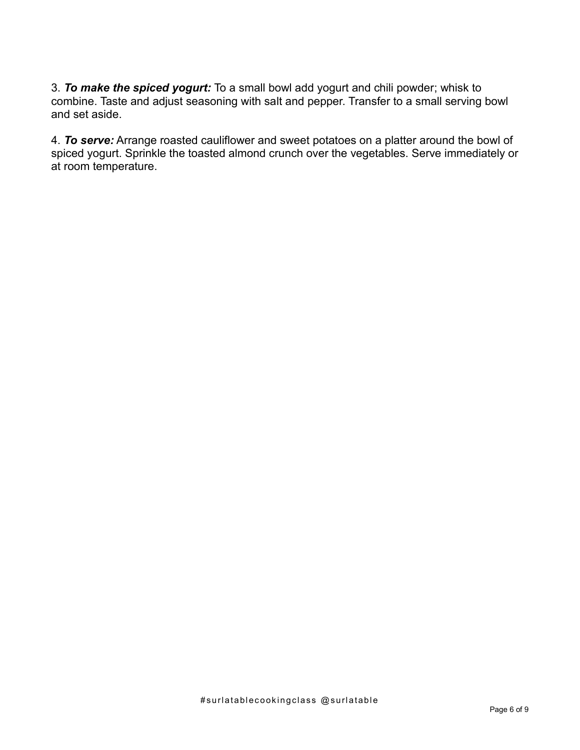3. ***To make the spiced yogurt:*** To a small bowl add yogurt and chili powder; whisk to combine. Taste and adjust seasoning with salt and pepper. Transfer to a small serving bowl and set aside.

4. ***To serve:*** Arrange roasted cauliflower and sweet potatoes on a platter around the bowl of spiced yogurt. Sprinkle the toasted almond crunch over the vegetables. Serve immediately or at room temperature.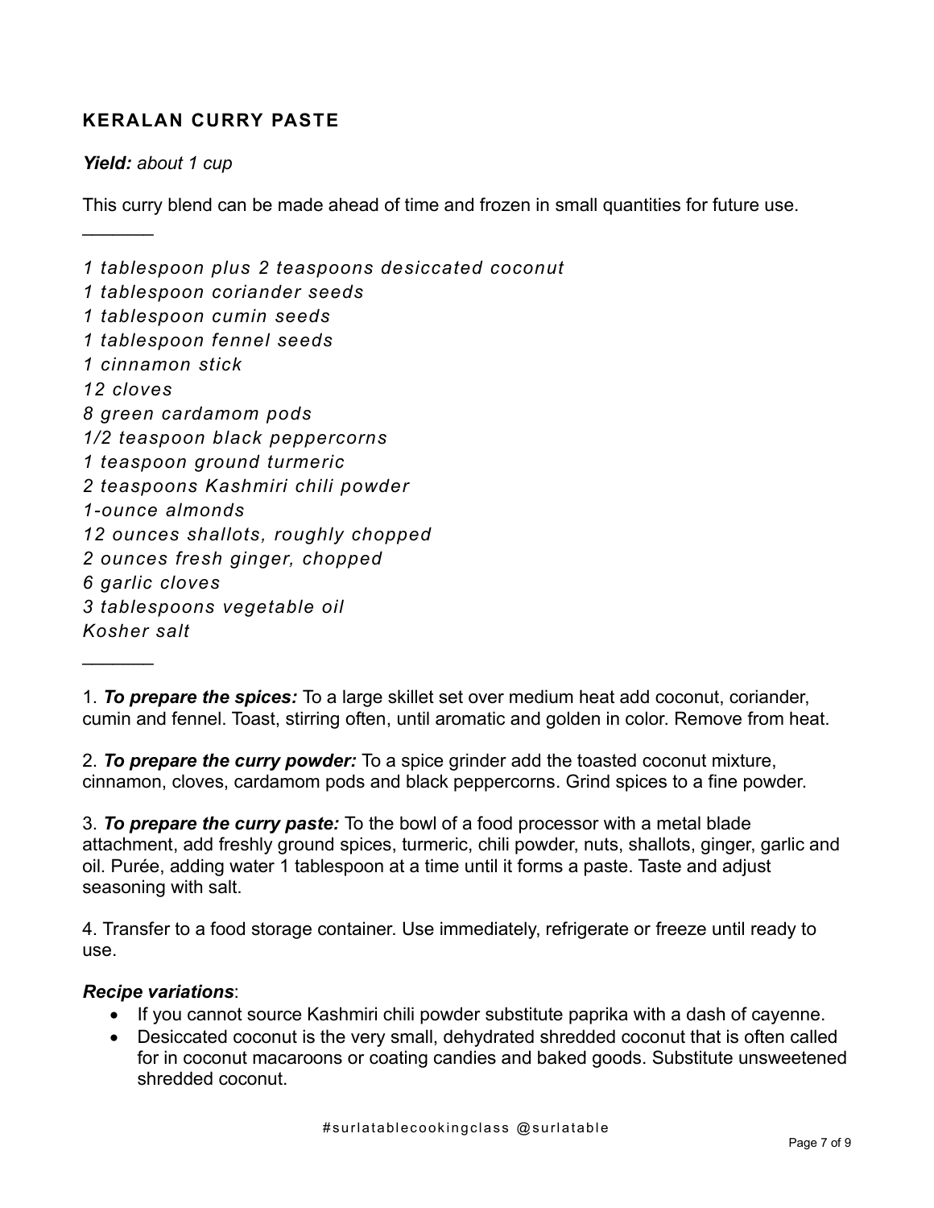### **KERALAN CURRY PASTE**

***Yield:*** *about 1 cup*

This curry blend can be made ahead of time and frozen in small quantities for future use.

_______

*1 tablespoon plus 2 teaspoons desiccated coconut*
*1 tablespoon coriander seeds*
*1 tablespoon cumin seeds*
*1 tablespoon fennel seeds*
*1 cinnamon stick*
*12 cloves*
*8 green cardamom pods*
*1/2 teaspoon black peppercorns*
*1 teaspoon ground turmeric*
*2 teaspoons Kashmiri chili powder*
*1-ounce almonds*
*12 ounces shallots, roughly chopped*
*2 ounces fresh ginger, chopped*
*6 garlic cloves*
*3 tablespoons vegetable oil*
*Kosher salt*

_______

1. ***To prepare the spices:*** To a large skillet set over medium heat add coconut, coriander, cumin and fennel. Toast, stirring often, until aromatic and golden in color. Remove from heat.

2. ***To prepare the curry powder:*** To a spice grinder add the toasted coconut mixture, cinnamon, cloves, cardamom pods and black peppercorns. Grind spices to a fine powder.

3. ***To prepare the curry paste:*** To the bowl of a food processor with a metal blade attachment, add freshly ground spices, turmeric, chili powder, nuts, shallots, ginger, garlic and oil. Purée, adding water 1 tablespoon at a time until it forms a paste. Taste and adjust seasoning with salt.

4. Transfer to a food storage container. Use immediately, refrigerate or freeze until ready to use.

***Recipe variations***:

- If you cannot source Kashmiri chili powder substitute paprika with a dash of cayenne.
- Desiccated coconut is the very small, dehydrated shredded coconut that is often called for in coconut macaroons or coating candies and baked goods. Substitute unsweetened shredded coconut.

#surlatablecookingclass @surlatable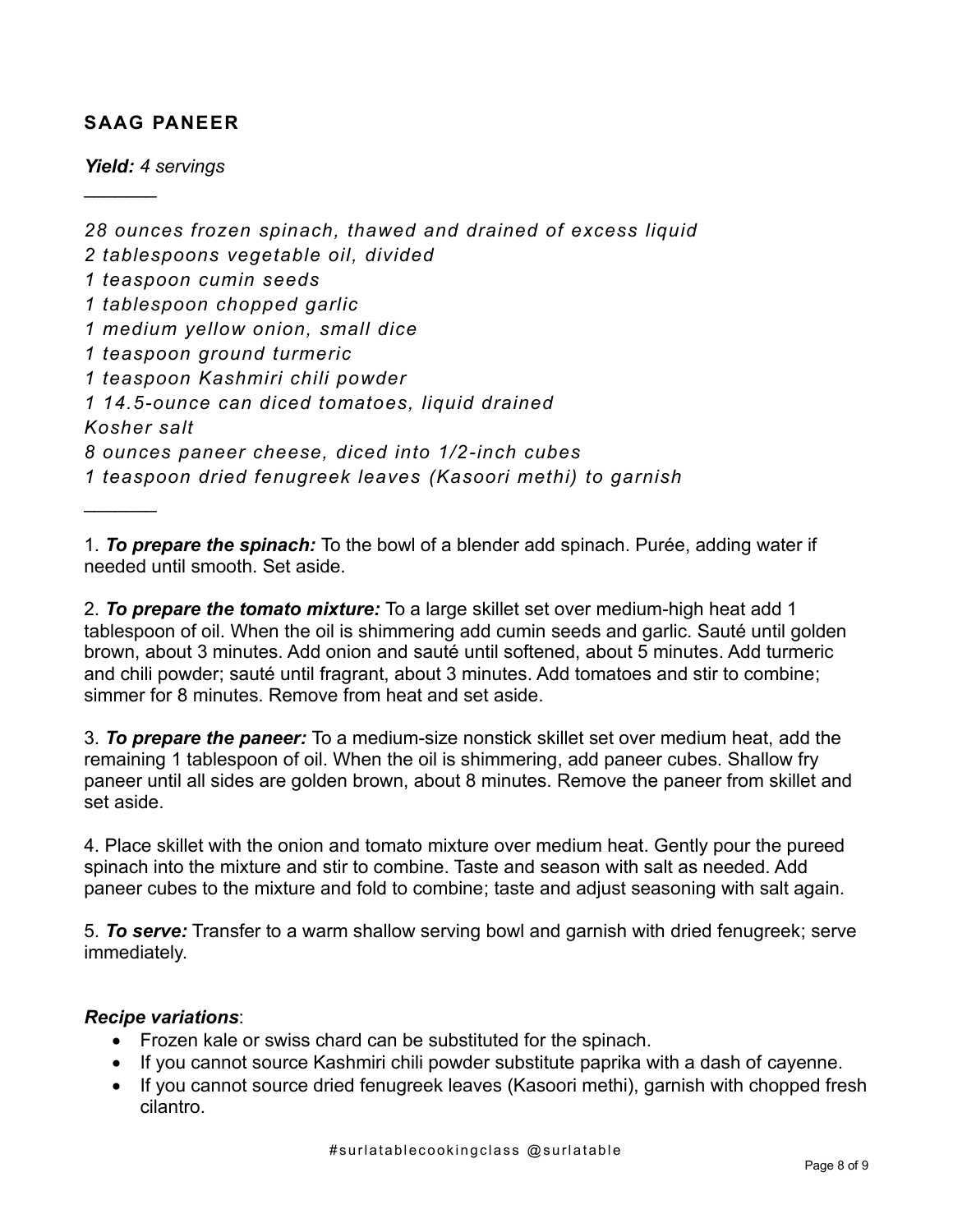## SAAG PANEER

***Yield:*** *4 servings*

_______

*28 ounces frozen spinach, thawed and drained of excess liquid*
*2 tablespoons vegetable oil, divided*
*1 teaspoon cumin seeds*
*1 tablespoon chopped garlic*
*1 medium yellow onion, small dice*
*1 teaspoon ground turmeric*
*1 teaspoon Kashmiri chili powder*
*1 14.5-ounce can diced tomatoes, liquid drained*
*Kosher salt*
*8 ounces paneer cheese, diced into 1/2-inch cubes*
*1 teaspoon dried fenugreek leaves (Kasoori methi) to garnish*

_______

1. ***To prepare the spinach:*** To the bowl of a blender add spinach. Purée, adding water if needed until smooth. Set aside.

2. ***To prepare the tomato mixture:*** To a large skillet set over medium-high heat add 1 tablespoon of oil. When the oil is shimmering add cumin seeds and garlic. Sauté until golden brown, about 3 minutes. Add onion and sauté until softened, about 5 minutes. Add turmeric and chili powder; sauté until fragrant, about 3 minutes. Add tomatoes and stir to combine; simmer for 8 minutes. Remove from heat and set aside.

3. ***To prepare the paneer:*** To a medium-size nonstick skillet set over medium heat, add the remaining 1 tablespoon of oil. When the oil is shimmering, add paneer cubes. Shallow fry paneer until all sides are golden brown, about 8 minutes. Remove the paneer from skillet and set aside.

4. Place skillet with the onion and tomato mixture over medium heat. Gently pour the pureed spinach into the mixture and stir to combine. Taste and season with salt as needed. Add paneer cubes to the mixture and fold to combine; taste and adjust seasoning with salt again.

5. ***To serve:*** Transfer to a warm shallow serving bowl and garnish with dried fenugreek; serve immediately.

***Recipe variations***:

- Frozen kale or swiss chard can be substituted for the spinach.
- If you cannot source Kashmiri chili powder substitute paprika with a dash of cayenne.
- If you cannot source dried fenugreek leaves (Kasoori methi), garnish with chopped fresh cilantro.

#surlatablecookingclass @surlatable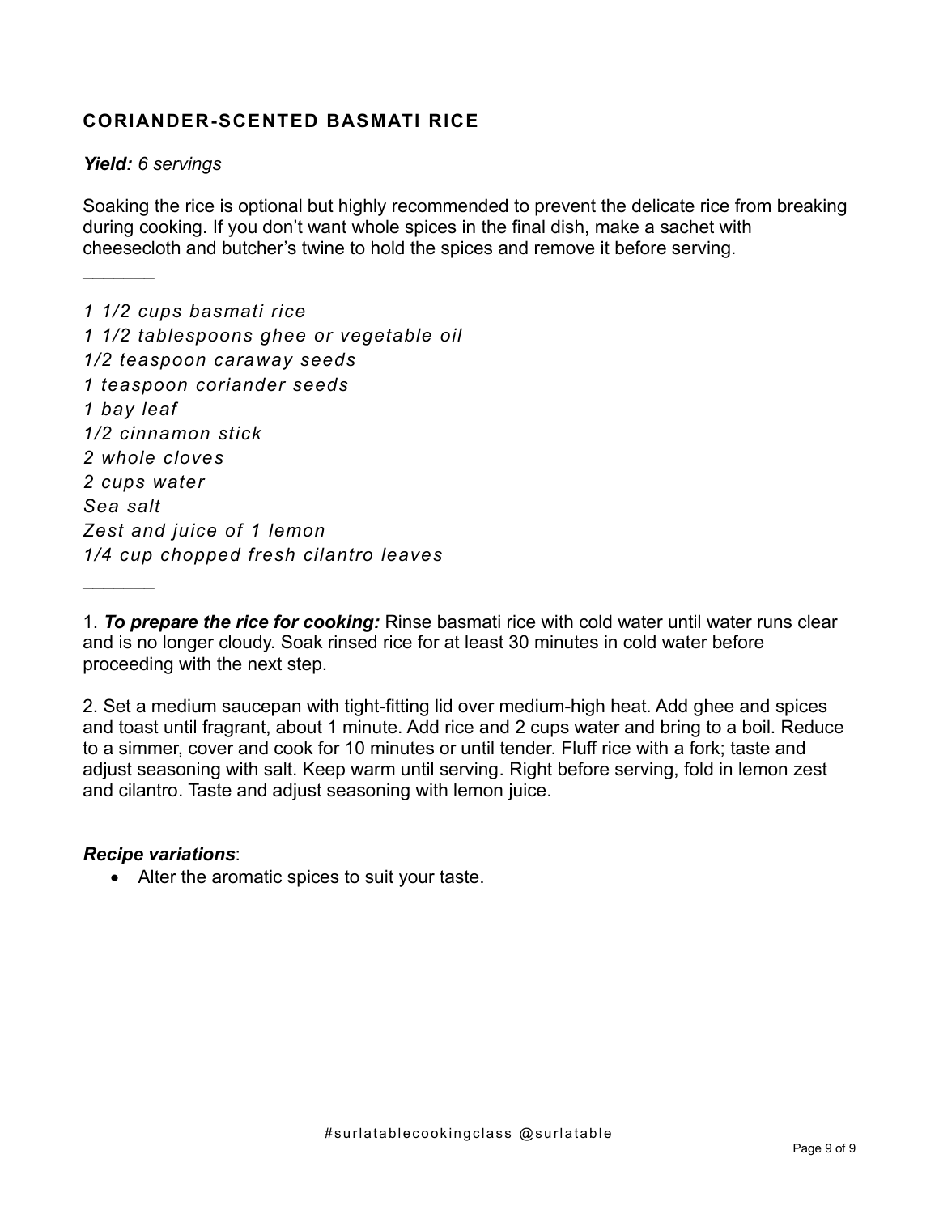## CORIANDER-SCENTED BASMATI RICE

***Yield:*** *6 servings*

Soaking the rice is optional but highly recommended to prevent the delicate rice from breaking during cooking. If you don't want whole spices in the final dish, make a sachet with cheesecloth and butcher's twine to hold the spices and remove it before serving.

_______

*1 1/2 cups basmati rice*
*1 1/2 tablespoons ghee or vegetable oil*
*1/2 teaspoon caraway seeds*
*1 teaspoon coriander seeds*
*1 bay leaf*
*1/2 cinnamon stick*
*2 whole cloves*
*2 cups water*
*Sea salt*
*Zest and juice of 1 lemon*
*1/4 cup chopped fresh cilantro leaves*

_______

1. ***To prepare the rice for cooking:*** Rinse basmati rice with cold water until water runs clear and is no longer cloudy. Soak rinsed rice for at least 30 minutes in cold water before proceeding with the next step.

2. Set a medium saucepan with tight-fitting lid over medium-high heat. Add ghee and spices and toast until fragrant, about 1 minute. Add rice and 2 cups water and bring to a boil. Reduce to a simmer, cover and cook for 10 minutes or until tender. Fluff rice with a fork; taste and adjust seasoning with salt. Keep warm until serving. Right before serving, fold in lemon zest and cilantro. Taste and adjust seasoning with lemon juice.

***Recipe variations***:

- Alter the aromatic spices to suit your taste.

#surlatablecookingclass @surlatable